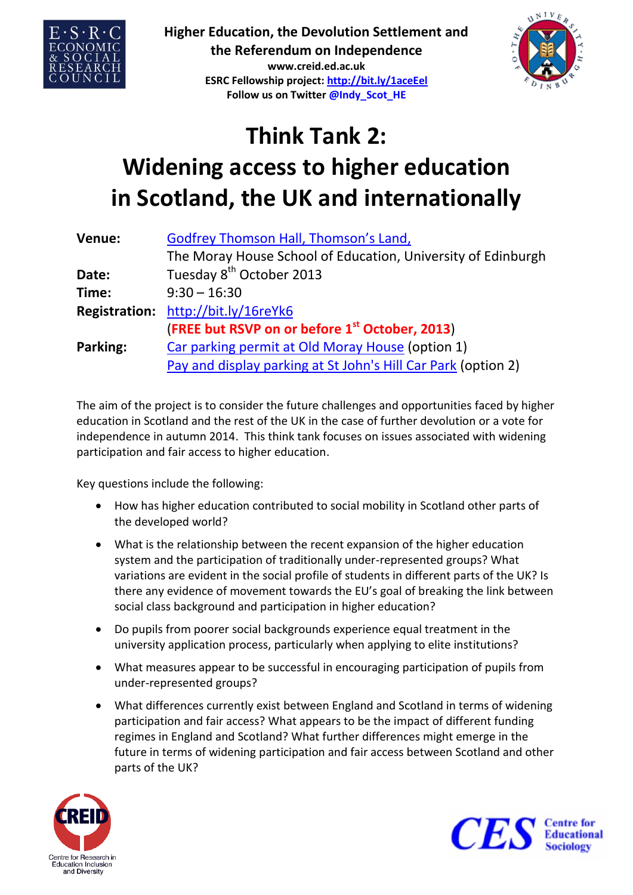**Higher Education, the Devolution Settlement and the Referendum on Independence**

**www.creid.ed.ac.uk**

**ESRC Fellowship project: http://bit.ly/1aceEel**

**Follow us on Twitter @Indy_Scot_HE**

# Think Tank 2:
# Widening access to higher education in Scotland, the UK and internationally

| | |
|---|---|
| **Venue:** | Godfrey Thomson Hall, Thomson's Land, The Moray House School of Education, University of Edinburgh |
| **Date:** | Tuesday 8th October 2013 |
| **Time:** | 9:30 – 16:30 |
| **Registration:** | http://bit.ly/16reYk6 (**FREE but RSVP on or before 1st October, 2013**) |
| **Parking:** | Car parking permit at Old Moray House (option 1)<br>Pay and display parking at St John's Hill Car Park (option 2) |

The aim of the project is to consider the future challenges and opportunities faced by higher education in Scotland and the rest of the UK in the case of further devolution or a vote for independence in autumn 2014. This think tank focuses on issues associated with widening participation and fair access to higher education.

Key questions include the following:

- How has higher education contributed to social mobility in Scotland other parts of the developed world?
- What is the relationship between the recent expansion of the higher education system and the participation of traditionally under-represented groups? What variations are evident in the social profile of students in different parts of the UK? Is there any evidence of movement towards the EU's goal of breaking the link between social class background and participation in higher education?
- Do pupils from poorer social backgrounds experience equal treatment in the university application process, particularly when applying to elite institutions?
- What measures appear to be successful in encouraging participation of pupils from under-represented groups?
- What differences currently exist between England and Scotland in terms of widening participation and fair access? What appears to be the impact of different funding regimes in England and Scotland? What further differences might emerge in the future in terms of widening participation and fair access between Scotland and other parts of the UK?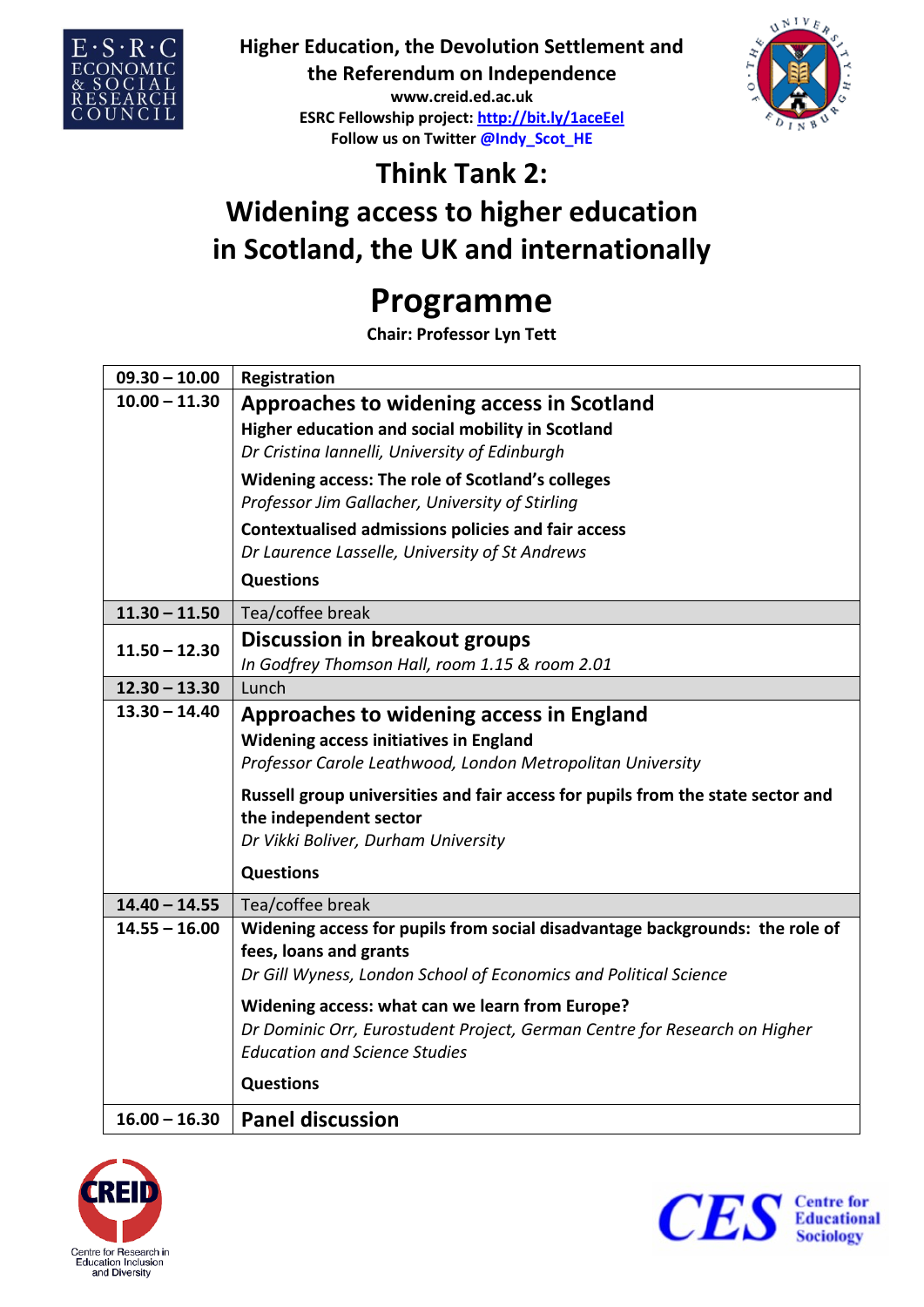**Higher Education, the Devolution Settlement and the Referendum on Independence**
**www.creid.ed.ac.uk**
**ESRC Fellowship project: http://bit.ly/1aceEel**
**Follow us on Twitter @Indy_Scot_HE**

# Think Tank 2:
# Widening access to higher education in Scotland, the UK and internationally

# Programme

**Chair: Professor Lyn Tett**

| | |
|---|---|
| **09.30 – 10.00** | Registration |
| **10.00 – 11.30** | **Approaches to widening access in Scotland**<br>**Higher education and social mobility in Scotland**<br>*Dr Cristina Iannelli, University of Edinburgh*<br>**Widening access: The role of Scotland's colleges**<br>*Professor Jim Gallacher, University of Stirling*<br>**Contextualised admissions policies and fair access**<br>*Dr Laurence Lasselle, University of St Andrews*<br>**Questions** |
| **11.30 – 11.50** | Tea/coffee break |
| **11.50 – 12.30** | **Discussion in breakout groups**<br>*In Godfrey Thomson Hall, room 1.15 & room 2.01* |
| **12.30 – 13.30** | Lunch |
| **13.30 – 14.40** | **Approaches to widening access in England**<br>**Widening access initiatives in England**<br>*Professor Carole Leathwood, London Metropolitan University*<br>**Russell group universities and fair access for pupils from the state sector and the independent sector**<br>*Dr Vikki Boliver, Durham University*<br>**Questions** |
| **14.40 – 14.55** | Tea/coffee break |
| **14.55 – 16.00** | **Widening access for pupils from social disadvantage backgrounds: the role of fees, loans and grants**<br>*Dr Gill Wyness, London School of Economics and Political Science*<br>**Widening access: what can we learn from Europe?**<br>*Dr Dominic Orr, Eurostudent Project, German Centre for Research on Higher Education and Science Studies*<br>**Questions** |
| **16.00 – 16.30** | **Panel discussion** |

CREID Centre for Research in Education Inclusion and Diversity

CES Centre for Educational Sociology